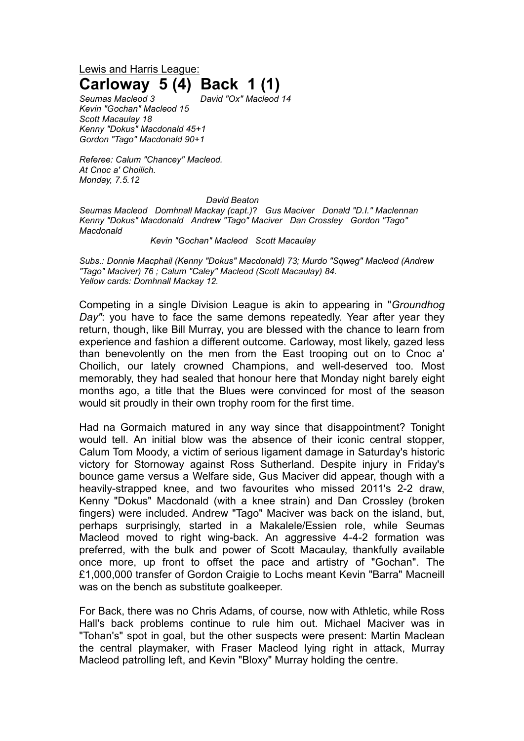Lewis and Harris League:

# Carloway 5 (4) Back 1 (1)

*Seumas Macleod 3* *David "Ox" Macleod 14*
*Kevin "Gochan" Macleod 15*
*Scott Macaulay 18*
*Kenny "Dokus" Macdonald 45+1*
*Gordon "Tago" Macdonald 90+1*

*Referee: Calum "Chancey" Macleod.*
*At Cnoc a' Choilich.*
*Monday, 7.5.12*

*David Beaton*
*Seumas Macleod Domhnall Mackay (capt.)? Gus Maciver Donald "D.I." Maclennan*
*Kenny "Dokus" Macdonald Andrew "Tago" Maciver Dan Crossley Gordon "Tago" Macdonald*
*Kevin "Gochan" Macleod Scott Macaulay*

*Subs.: Donnie Macphail (Kenny "Dokus" Macdonald) 73; Murdo "Sqweg" Macleod (Andrew "Tago" Maciver) 76 ; Calum "Caley" Macleod (Scott Macaulay) 84.*
*Yellow cards: Domhnall Mackay 12.*

Competing in a single Division League is akin to appearing in "*Groundhog Day"*: you have to face the same demons repeatedly. Year after year they return, though, like Bill Murray, you are blessed with the chance to learn from experience and fashion a different outcome. Carloway, most likely, gazed less than benevolently on the men from the East trooping out on to Cnoc a' Choilich, our lately crowned Champions, and well-deserved too. Most memorably, they had sealed that honour here that Monday night barely eight months ago, a title that the Blues were convinced for most of the season would sit proudly in their own trophy room for the first time.

Had na Gormaich matured in any way since that disappointment? Tonight would tell. An initial blow was the absence of their iconic central stopper, Calum Tom Moody, a victim of serious ligament damage in Saturday's historic victory for Stornoway against Ross Sutherland. Despite injury in Friday's bounce game versus a Welfare side, Gus Maciver did appear, though with a heavily-strapped knee, and two favourites who missed 2011's 2-2 draw, Kenny "Dokus" Macdonald (with a knee strain) and Dan Crossley (broken fingers) were included. Andrew "Tago" Maciver was back on the island, but, perhaps surprisingly, started in a Makalele/Essien role, while Seumas Macleod moved to right wing-back. An aggressive 4-4-2 formation was preferred, with the bulk and power of Scott Macaulay, thankfully available once more, up front to offset the pace and artistry of "Gochan". The £1,000,000 transfer of Gordon Craigie to Lochs meant Kevin "Barra" Macneill was on the bench as substitute goalkeeper.

For Back, there was no Chris Adams, of course, now with Athletic, while Ross Hall's back problems continue to rule him out. Michael Maciver was in "Tohan's" spot in goal, but the other suspects were present: Martin Maclean the central playmaker, with Fraser Macleod lying right in attack, Murray Macleod patrolling left, and Kevin "Bloxy" Murray holding the centre.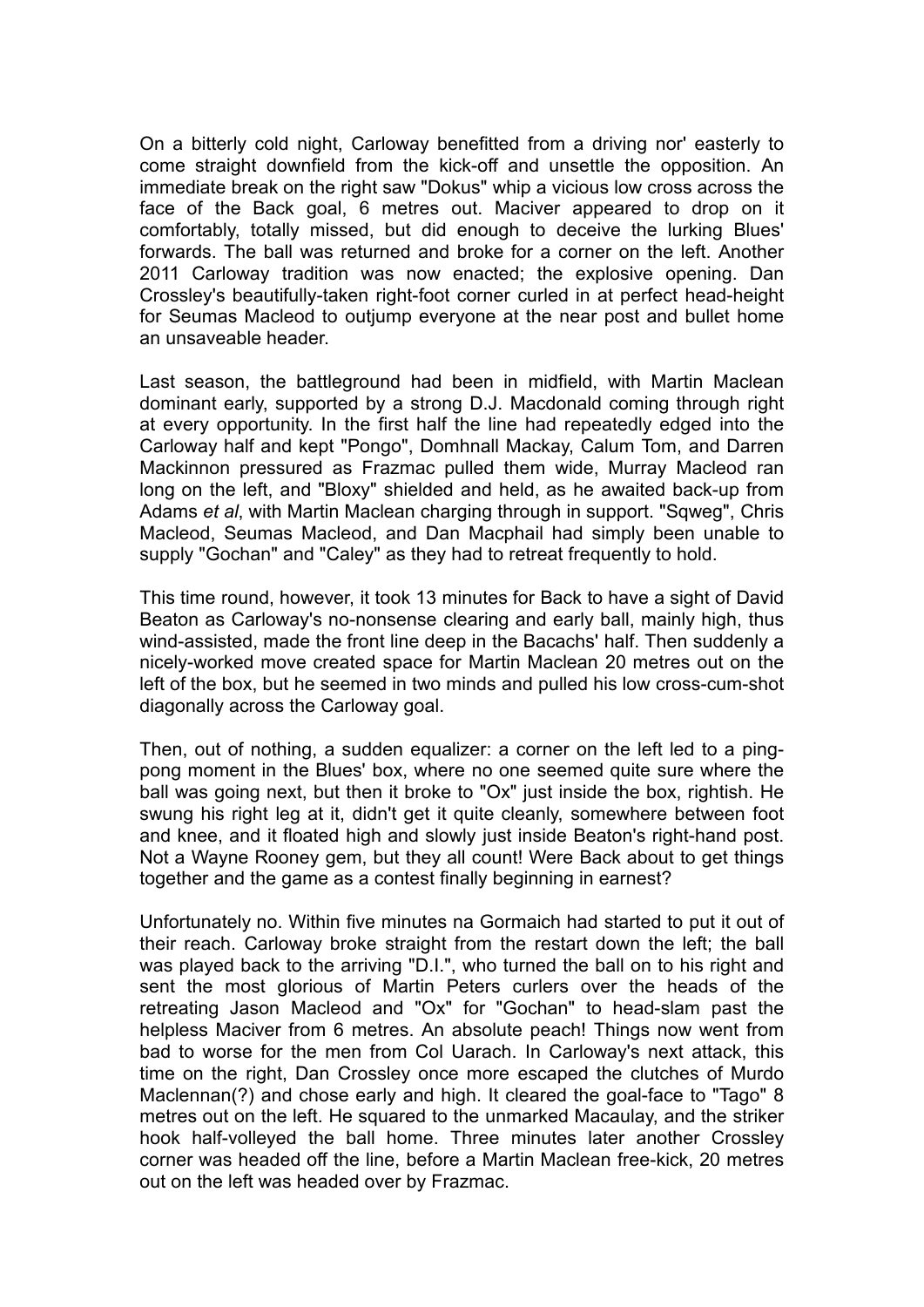On a bitterly cold night, Carloway benefitted from a driving nor' easterly to come straight downfield from the kick-off and unsettle the opposition. An immediate break on the right saw "Dokus" whip a vicious low cross across the face of the Back goal, 6 metres out. Maciver appeared to drop on it comfortably, totally missed, but did enough to deceive the lurking Blues' forwards. The ball was returned and broke for a corner on the left. Another 2011 Carloway tradition was now enacted; the explosive opening. Dan Crossley's beautifully-taken right-foot corner curled in at perfect head-height for Seumas Macleod to outjump everyone at the near post and bullet home an unsaveable header.

Last season, the battleground had been in midfield, with Martin Maclean dominant early, supported by a strong D.J. Macdonald coming through right at every opportunity. In the first half the line had repeatedly edged into the Carloway half and kept "Pongo", Domhnall Mackay, Calum Tom, and Darren Mackinnon pressured as Frazmac pulled them wide, Murray Macleod ran long on the left, and "Bloxy" shielded and held, as he awaited back-up from Adams *et al*, with Martin Maclean charging through in support. "Sqweg", Chris Macleod, Seumas Macleod, and Dan Macphail had simply been unable to supply "Gochan" and "Caley" as they had to retreat frequently to hold.

This time round, however, it took 13 minutes for Back to have a sight of David Beaton as Carloway's no-nonsense clearing and early ball, mainly high, thus wind-assisted, made the front line deep in the Bacachs' half. Then suddenly a nicely-worked move created space for Martin Maclean 20 metres out on the left of the box, but he seemed in two minds and pulled his low cross-cum-shot diagonally across the Carloway goal.

Then, out of nothing, a sudden equalizer: a corner on the left led to a ping-pong moment in the Blues' box, where no one seemed quite sure where the ball was going next, but then it broke to "Ox" just inside the box, rightish. He swung his right leg at it, didn't get it quite cleanly, somewhere between foot and knee, and it floated high and slowly just inside Beaton's right-hand post. Not a Wayne Rooney gem, but they all count! Were Back about to get things together and the game as a contest finally beginning in earnest?

Unfortunately no. Within five minutes na Gormaich had started to put it out of their reach. Carloway broke straight from the restart down the left; the ball was played back to the arriving "D.I.", who turned the ball on to his right and sent the most glorious of Martin Peters curlers over the heads of the retreating Jason Macleod and "Ox" for "Gochan" to head-slam past the helpless Maciver from 6 metres. An absolute peach! Things now went from bad to worse for the men from Col Uarach. In Carloway's next attack, this time on the right, Dan Crossley once more escaped the clutches of Murdo Maclennan(?) and chose early and high. It cleared the goal-face to "Tago" 8 metres out on the left. He squared to the unmarked Macaulay, and the striker hook half-volleyed the ball home. Three minutes later another Crossley corner was headed off the line, before a Martin Maclean free-kick, 20 metres out on the left was headed over by Frazmac.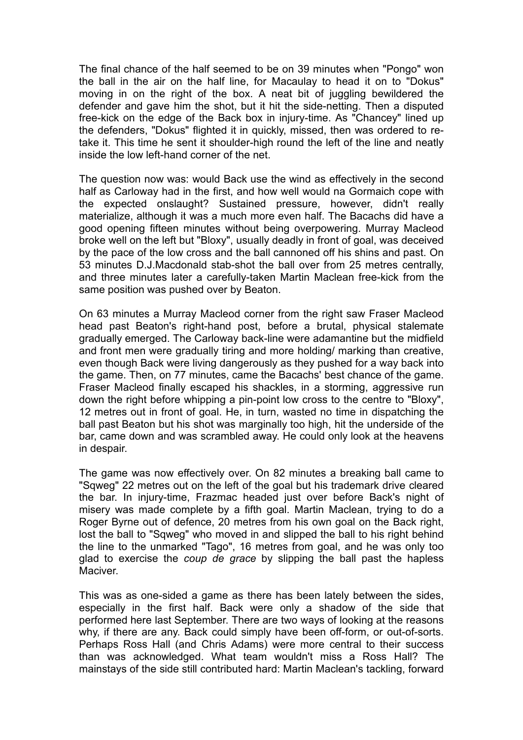The final chance of the half seemed to be on 39 minutes when "Pongo" won the ball in the air on the half line, for Macaulay to head it on to "Dokus" moving in on the right of the box. A neat bit of juggling bewildered the defender and gave him the shot, but it hit the side-netting. Then a disputed free-kick on the edge of the Back box in injury-time. As "Chancey" lined up the defenders, "Dokus" flighted it in quickly, missed, then was ordered to re-take it. This time he sent it shoulder-high round the left of the line and neatly inside the low left-hand corner of the net.

The question now was: would Back use the wind as effectively in the second half as Carloway had in the first, and how well would na Gormaich cope with the expected onslaught? Sustained pressure, however, didn't really materialize, although it was a much more even half. The Bacachs did have a good opening fifteen minutes without being overpowering. Murray Macleod broke well on the left but "Bloxy", usually deadly in front of goal, was deceived by the pace of the low cross and the ball cannoned off his shins and past. On 53 minutes D.J.Macdonald stab-shot the ball over from 25 metres centrally, and three minutes later a carefully-taken Martin Maclean free-kick from the same position was pushed over by Beaton.

On 63 minutes a Murray Macleod corner from the right saw Fraser Macleod head past Beaton's right-hand post, before a brutal, physical stalemate gradually emerged. The Carloway back-line were adamantine but the midfield and front men were gradually tiring and more holding/ marking than creative, even though Back were living dangerously as they pushed for a way back into the game. Then, on 77 minutes, came the Bacachs' best chance of the game. Fraser Macleod finally escaped his shackles, in a storming, aggressive run down the right before whipping a pin-point low cross to the centre to "Bloxy", 12 metres out in front of goal. He, in turn, wasted no time in dispatching the ball past Beaton but his shot was marginally too high, hit the underside of the bar, came down and was scrambled away. He could only look at the heavens in despair.

The game was now effectively over. On 82 minutes a breaking ball came to "Sqweg" 22 metres out on the left of the goal but his trademark drive cleared the bar. In injury-time, Frazmac headed just over before Back's night of misery was made complete by a fifth goal. Martin Maclean, trying to do a Roger Byrne out of defence, 20 metres from his own goal on the Back right, lost the ball to "Sqweg" who moved in and slipped the ball to his right behind the line to the unmarked "Tago", 16 metres from goal, and he was only too glad to exercise the *coup de grace* by slipping the ball past the hapless Maciver.

This was as one-sided a game as there has been lately between the sides, especially in the first half. Back were only a shadow of the side that performed here last September. There are two ways of looking at the reasons why, if there are any. Back could simply have been off-form, or out-of-sorts. Perhaps Ross Hall (and Chris Adams) were more central to their success than was acknowledged. What team wouldn't miss a Ross Hall? The mainstays of the side still contributed hard: Martin Maclean's tackling, forward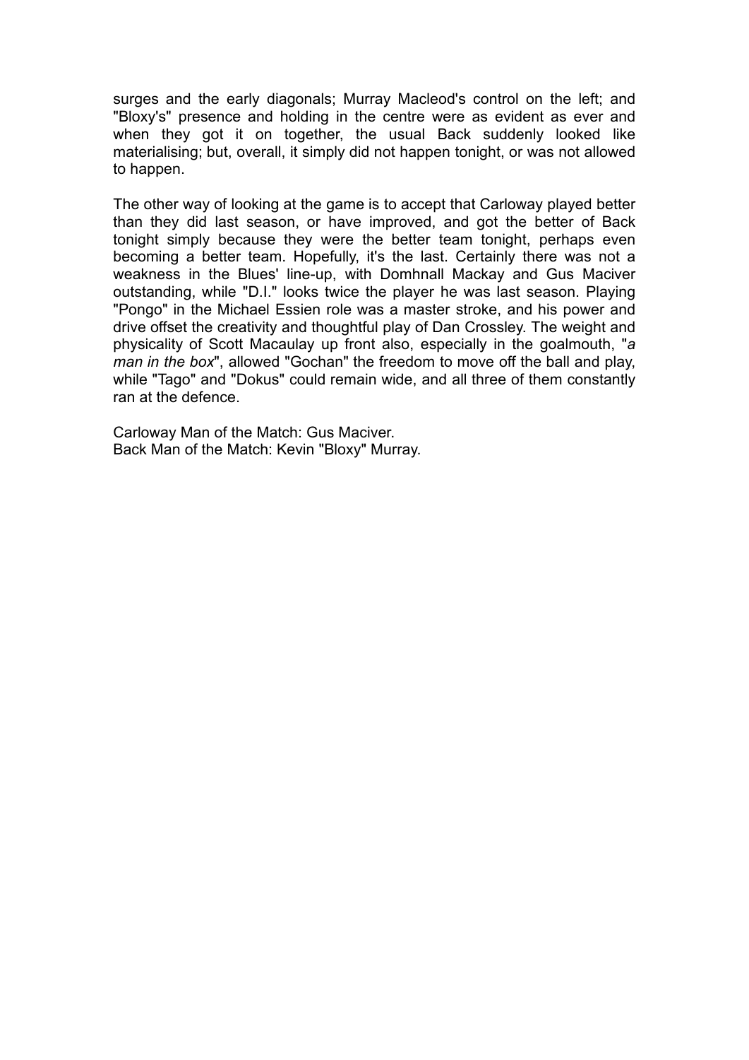surges and the early diagonals; Murray Macleod's control on the left; and "Bloxy's" presence and holding in the centre were as evident as ever and when they got it on together, the usual Back suddenly looked like materialising; but, overall, it simply did not happen tonight, or was not allowed to happen.

The other way of looking at the game is to accept that Carloway played better than they did last season, or have improved, and got the better of Back tonight simply because they were the better team tonight, perhaps even becoming a better team. Hopefully, it's the last. Certainly there was not a weakness in the Blues' line-up, with Domhnall Mackay and Gus Maciver outstanding, while "D.I." looks twice the player he was last season. Playing "Pongo" in the Michael Essien role was a master stroke, and his power and drive offset the creativity and thoughtful play of Dan Crossley. The weight and physicality of Scott Macaulay up front also, especially in the goalmouth, "*a man in the box*", allowed "Gochan" the freedom to move off the ball and play, while "Tago" and "Dokus" could remain wide, and all three of them constantly ran at the defence.

Carloway Man of the Match: Gus Maciver.
Back Man of the Match: Kevin "Bloxy" Murray.